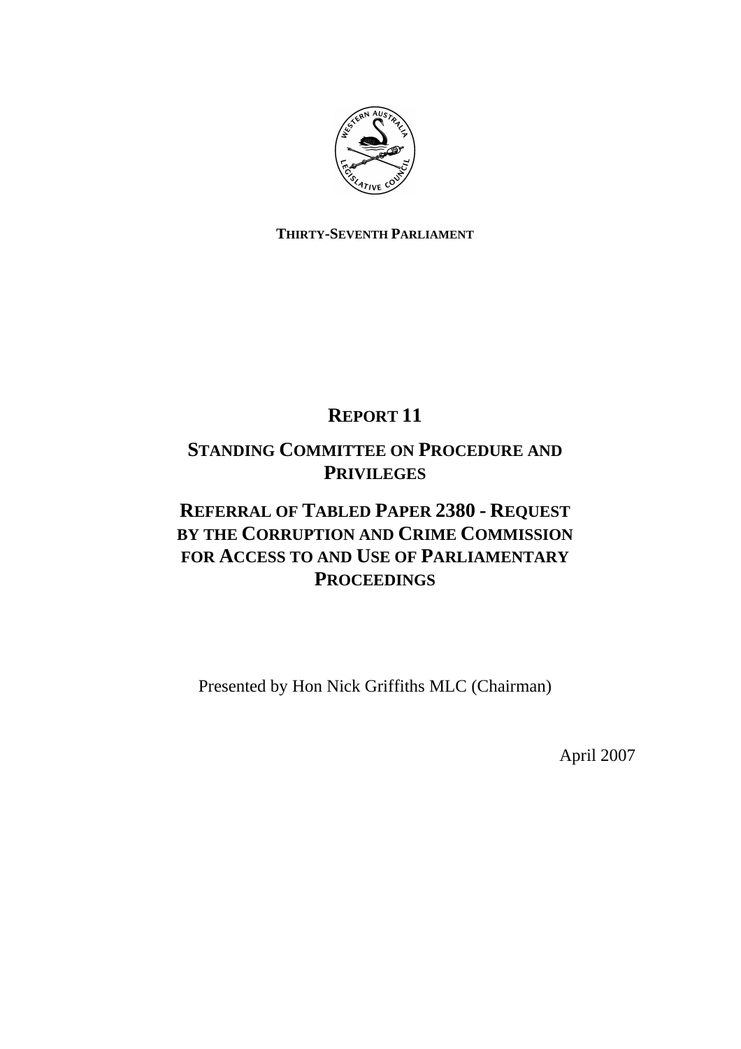**THIRTY-SEVENTH PARLIAMENT**

# REPORT 11

# STANDING COMMITTEE ON PROCEDURE AND PRIVILEGES

# REFERRAL OF TABLED PAPER 2380 - REQUEST BY THE CORRUPTION AND CRIME COMMISSION FOR ACCESS TO AND USE OF PARLIAMENTARY PROCEEDINGS

Presented by Hon Nick Griffiths MLC (Chairman)

April 2007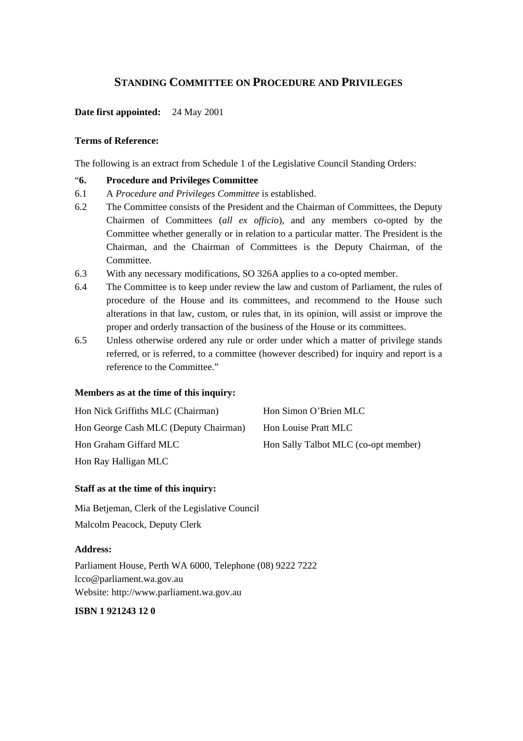# STANDING COMMITTEE ON PROCEDURE AND PRIVILEGES

**Date first appointed:** 24 May 2001

**Terms of Reference:**

The following is an extract from Schedule 1 of the Legislative Council Standing Orders:

"**6. Procedure and Privileges Committee**

6.1 A *Procedure and Privileges Committee* is established.

6.2 The Committee consists of the President and the Chairman of Committees, the Deputy Chairmen of Committees (*all ex officio*), and any members co-opted by the Committee whether generally or in relation to a particular matter. The President is the Chairman, and the Chairman of Committees is the Deputy Chairman, of the Committee.

6.3 With any necessary modifications, SO 326A applies to a co-opted member.

6.4 The Committee is to keep under review the law and custom of Parliament, the rules of procedure of the House and its committees, and recommend to the House such alterations in that law, custom, or rules that, in its opinion, will assist or improve the proper and orderly transaction of the business of the House or its committees.

6.5 Unless otherwise ordered any rule or order under which a matter of privilege stands referred, or is referred, to a committee (however described) for inquiry and report is a reference to the Committee."

**Members as at the time of this inquiry:**

Hon Nick Griffiths MLC (Chairman)

Hon George Cash MLC (Deputy Chairman)

Hon Graham Giffard MLC

Hon Ray Halligan MLC

Hon Simon O'Brien MLC

Hon Louise Pratt MLC

Hon Sally Talbot MLC (co-opt member)

**Staff as at the time of this inquiry:**

Mia Betjeman, Clerk of the Legislative Council

Malcolm Peacock, Deputy Clerk

**Address:**

Parliament House, Perth WA 6000, Telephone (08) 9222 7222

lcco@parliament.wa.gov.au

Website: http://www.parliament.wa.gov.au

**ISBN 1 921243 12 0**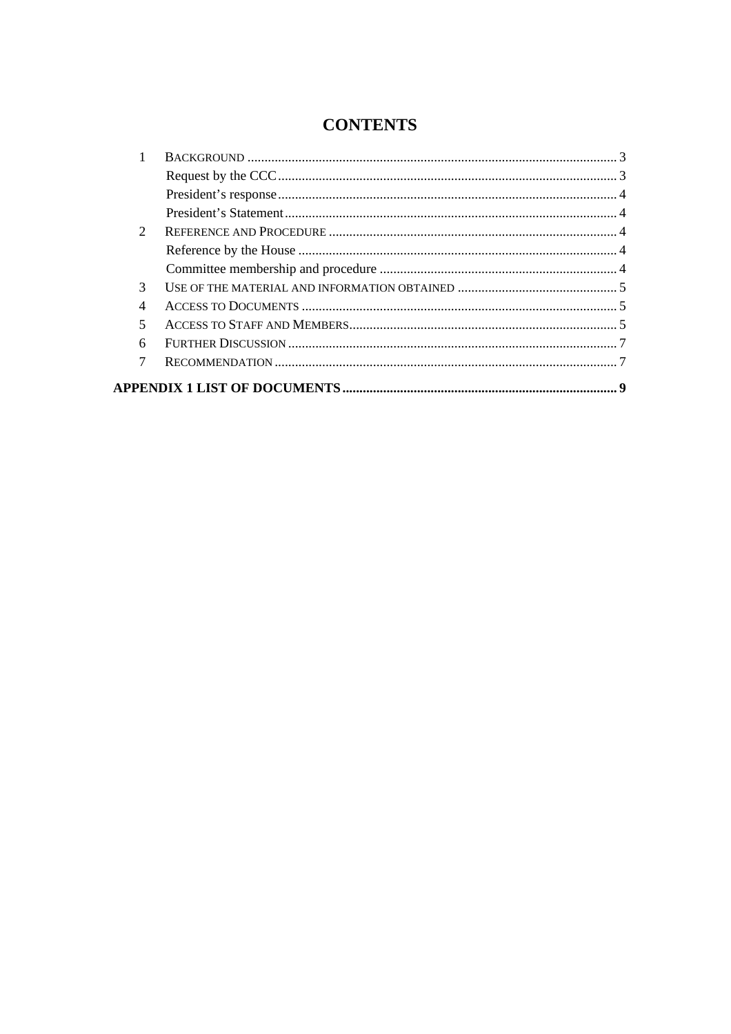# CONTENTS

1 BACKGROUND ........................................ 3
- Request by the CCC ........................................ 3
- President's response ........................................ 4
- President's Statement ........................................ 4

2 REFERENCE AND PROCEDURE ........................................ 4
- Reference by the House ........................................ 4
- Committee membership and procedure ........................................ 4

3 USE OF THE MATERIAL AND INFORMATION OBTAINED ........................................ 5

4 ACCESS TO DOCUMENTS ........................................ 5

5 ACCESS TO STAFF AND MEMBERS ........................................ 5

6 FURTHER DISCUSSION ........................................ 7

7 RECOMMENDATION ........................................ 7

**APPENDIX 1 LIST OF DOCUMENTS ........................................ 9**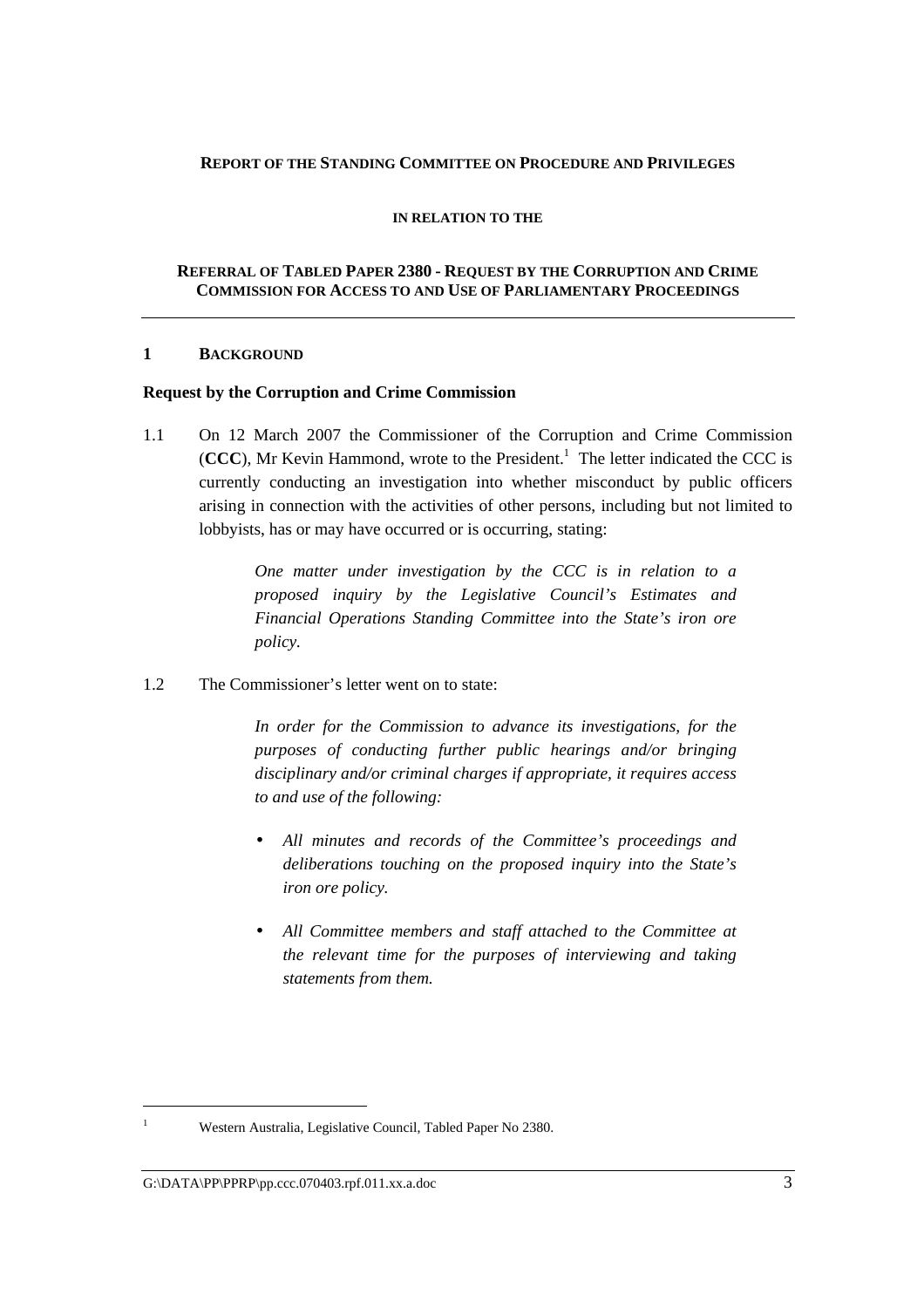**REPORT OF THE STANDING COMMITTEE ON PROCEDURE AND PRIVILEGES**

**IN RELATION TO THE**

**REFERRAL OF TABLED PAPER 2380 - REQUEST BY THE CORRUPTION AND CRIME COMMISSION FOR ACCESS TO AND USE OF PARLIAMENTARY PROCEEDINGS**

## 1 BACKGROUND

### Request by the Corruption and Crime Commission

1.1 On 12 March 2007 the Commissioner of the Corruption and Crime Commission (**CCC**), Mr Kevin Hammond, wrote to the President.[1] The letter indicated the CCC is currently conducting an investigation into whether misconduct by public officers arising in connection with the activities of other persons, including but not limited to lobbyists, has or may have occurred or is occurring, stating:

> *One matter under investigation by the CCC is in relation to a proposed inquiry by the Legislative Council's Estimates and Financial Operations Standing Committee into the State's iron ore policy.*

1.2 The Commissioner's letter went on to state:

> *In order for the Commission to advance its investigations, for the purposes of conducting further public hearings and/or bringing disciplinary and/or criminal charges if appropriate, it requires access to and use of the following:*
>
> - *All minutes and records of the Committee's proceedings and deliberations touching on the proposed inquiry into the State's iron ore policy.*
> - *All Committee members and staff attached to the Committee at the relevant time for the purposes of interviewing and taking statements from them.*

---

[1] Western Australia, Legislative Council, Tabled Paper No 2380.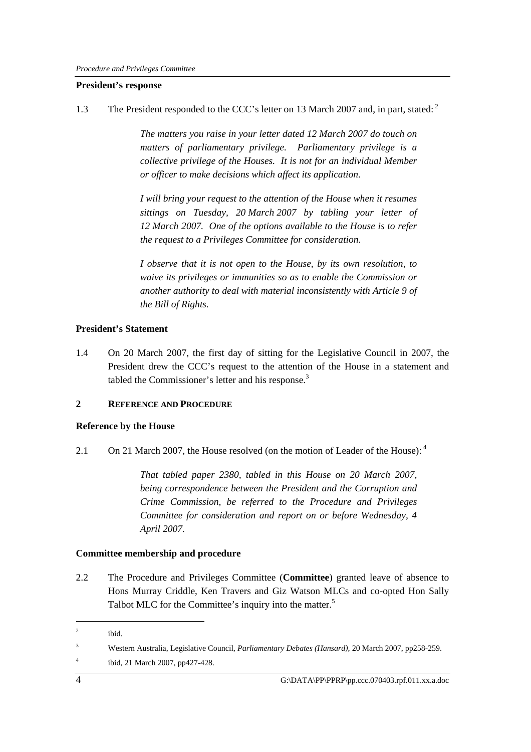**President's response**

1.3 The President responded to the CCC's letter on 13 March 2007 and, in part, stated: [2]

> *The matters you raise in your letter dated 12 March 2007 do touch on matters of parliamentary privilege. Parliamentary privilege is a collective privilege of the Houses. It is not for an individual Member or officer to make decisions which affect its application.*
>
> *I will bring your request to the attention of the House when it resumes sittings on Tuesday, 20 March 2007 by tabling your letter of 12 March 2007. One of the options available to the House is to refer the request to a Privileges Committee for consideration.*
>
> *I observe that it is not open to the House, by its own resolution, to waive its privileges or immunities so as to enable the Commission or another authority to deal with material inconsistently with Article 9 of the Bill of Rights.*

**President's Statement**

1.4 On 20 March 2007, the first day of sitting for the Legislative Council in 2007, the President drew the CCC's request to the attention of the House in a statement and tabled the Commissioner's letter and his response.[3]

## 2 REFERENCE AND PROCEDURE

**Reference by the House**

2.1 On 21 March 2007, the House resolved (on the motion of Leader of the House): [4]

> *That tabled paper 2380, tabled in this House on 20 March 2007, being correspondence between the President and the Corruption and Crime Commission, be referred to the Procedure and Privileges Committee for consideration and report on or before Wednesday, 4 April 2007.*

**Committee membership and procedure**

2.2 The Procedure and Privileges Committee (**Committee**) granted leave of absence to Hons Murray Criddle, Ken Travers and Giz Watson MLCs and co-opted Hon Sally Talbot MLC for the Committee's inquiry into the matter.[5]

---

[2] ibid.

[3] Western Australia, Legislative Council, *Parliamentary Debates (Hansard)*, 20 March 2007, pp258-259.

[4] ibid, 21 March 2007, pp427-428.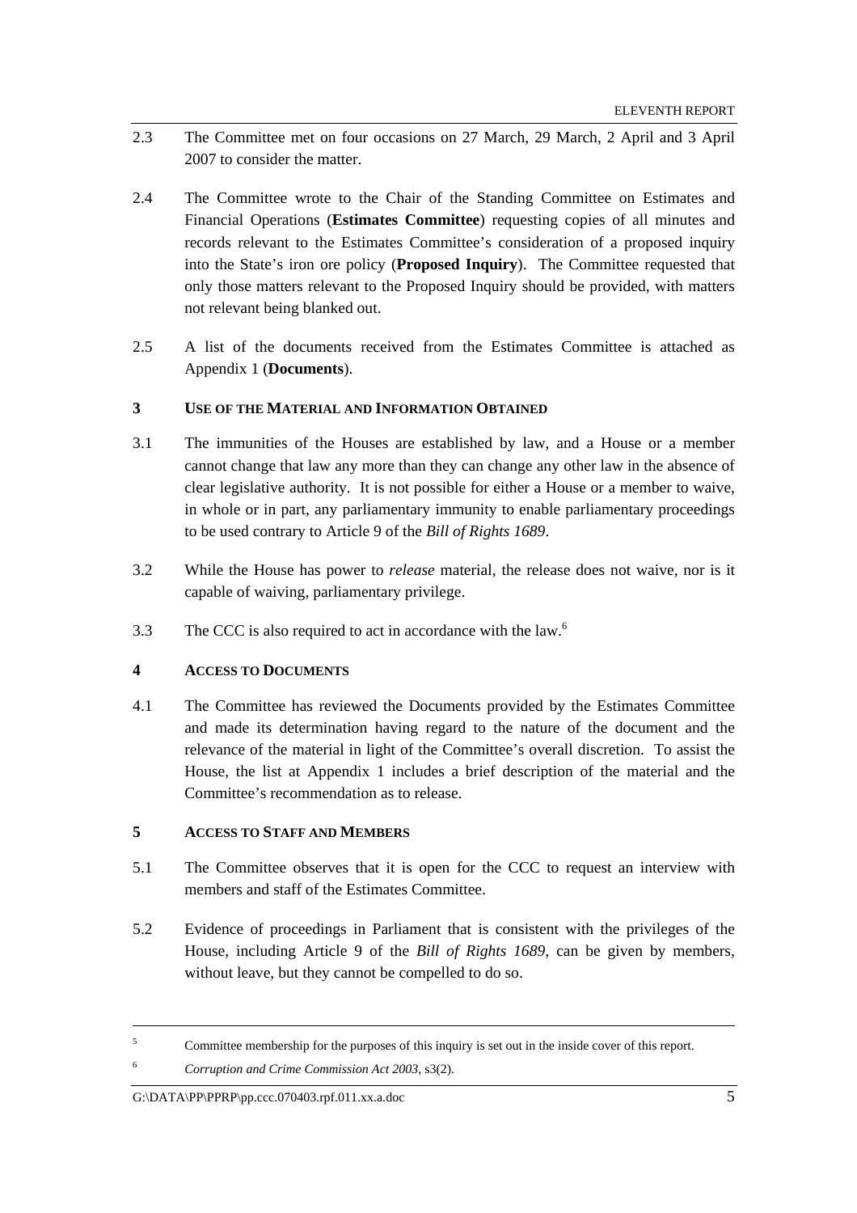2.3 The Committee met on four occasions on 27 March, 29 March, 2 April and 3 April 2007 to consider the matter.

2.4 The Committee wrote to the Chair of the Standing Committee on Estimates and Financial Operations (**Estimates Committee**) requesting copies of all minutes and records relevant to the Estimates Committee's consideration of a proposed inquiry into the State's iron ore policy (**Proposed Inquiry**). The Committee requested that only those matters relevant to the Proposed Inquiry should be provided, with matters not relevant being blanked out.

2.5 A list of the documents received from the Estimates Committee is attached as Appendix 1 (**Documents**).

## 3 USE OF THE MATERIAL AND INFORMATION OBTAINED

3.1 The immunities of the Houses are established by law, and a House or a member cannot change that law any more than they can change any other law in the absence of clear legislative authority. It is not possible for either a House or a member to waive, in whole or in part, any parliamentary immunity to enable parliamentary proceedings to be used contrary to Article 9 of the *Bill of Rights 1689*.

3.2 While the House has power to *release* material, the release does not waive, nor is it capable of waiving, parliamentary privilege.

3.3 The CCC is also required to act in accordance with the law.[6]

## 4 ACCESS TO DOCUMENTS

4.1 The Committee has reviewed the Documents provided by the Estimates Committee and made its determination having regard to the nature of the document and the relevance of the material in light of the Committee's overall discretion. To assist the House, the list at Appendix 1 includes a brief description of the material and the Committee's recommendation as to release.

## 5 ACCESS TO STAFF AND MEMBERS

5.1 The Committee observes that it is open for the CCC to request an interview with members and staff of the Estimates Committee.

5.2 Evidence of proceedings in Parliament that is consistent with the privileges of the House, including Article 9 of the *Bill of Rights 1689*, can be given by members, without leave, but they cannot be compelled to do so.

---

[5] Committee membership for the purposes of this inquiry is set out in the inside cover of this report.

[6] *Corruption and Crime Commission Act 2003*, s3(2).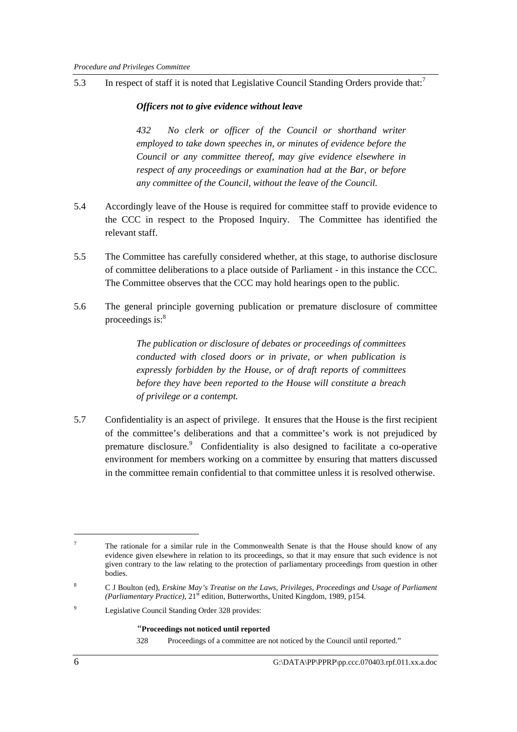5.3 In respect of staff it is noted that Legislative Council Standing Orders provide that:[7]

> ***Officers not to give evidence without leave***
>
> *432 No clerk or officer of the Council or shorthand writer employed to take down speeches in, or minutes of evidence before the Council or any committee thereof, may give evidence elsewhere in respect of any proceedings or examination had at the Bar, or before any committee of the Council, without the leave of the Council.*

5.4 Accordingly leave of the House is required for committee staff to provide evidence to the CCC in respect to the Proposed Inquiry. The Committee has identified the relevant staff.

5.5 The Committee has carefully considered whether, at this stage, to authorise disclosure of committee deliberations to a place outside of Parliament - in this instance the CCC. The Committee observes that the CCC may hold hearings open to the public.

5.6 The general principle governing publication or premature disclosure of committee proceedings is:[8]

> *The publication or disclosure of debates or proceedings of committees conducted with closed doors or in private, or when publication is expressly forbidden by the House, or of draft reports of committees before they have been reported to the House will constitute a breach of privilege or a contempt.*

5.7 Confidentiality is an aspect of privilege. It ensures that the House is the first recipient of the committee's deliberations and that a committee's work is not prejudiced by premature disclosure.[9] Confidentiality is also designed to facilitate a co-operative environment for members working on a committee by ensuring that matters discussed in the committee remain confidential to that committee unless it is resolved otherwise.

---

[7] The rationale for a similar rule in the Commonwealth Senate is that the House should know of any evidence given elsewhere in relation to its proceedings, so that it may ensure that such evidence is not given contrary to the law relating to the protection of parliamentary proceedings from question in other bodies.

[8] C J Boulton (ed), *Erskine May's Treatise on the Laws, Privileges, Proceedings and Usage of Parliament (Parliamentary Practice)*, 21st edition, Butterworths, United Kingdom, 1989, p154.

[9] Legislative Council Standing Order 328 provides:

> "**Proceedings not noticed until reported**
>
> 328 Proceedings of a committee are not noticed by the Council until reported."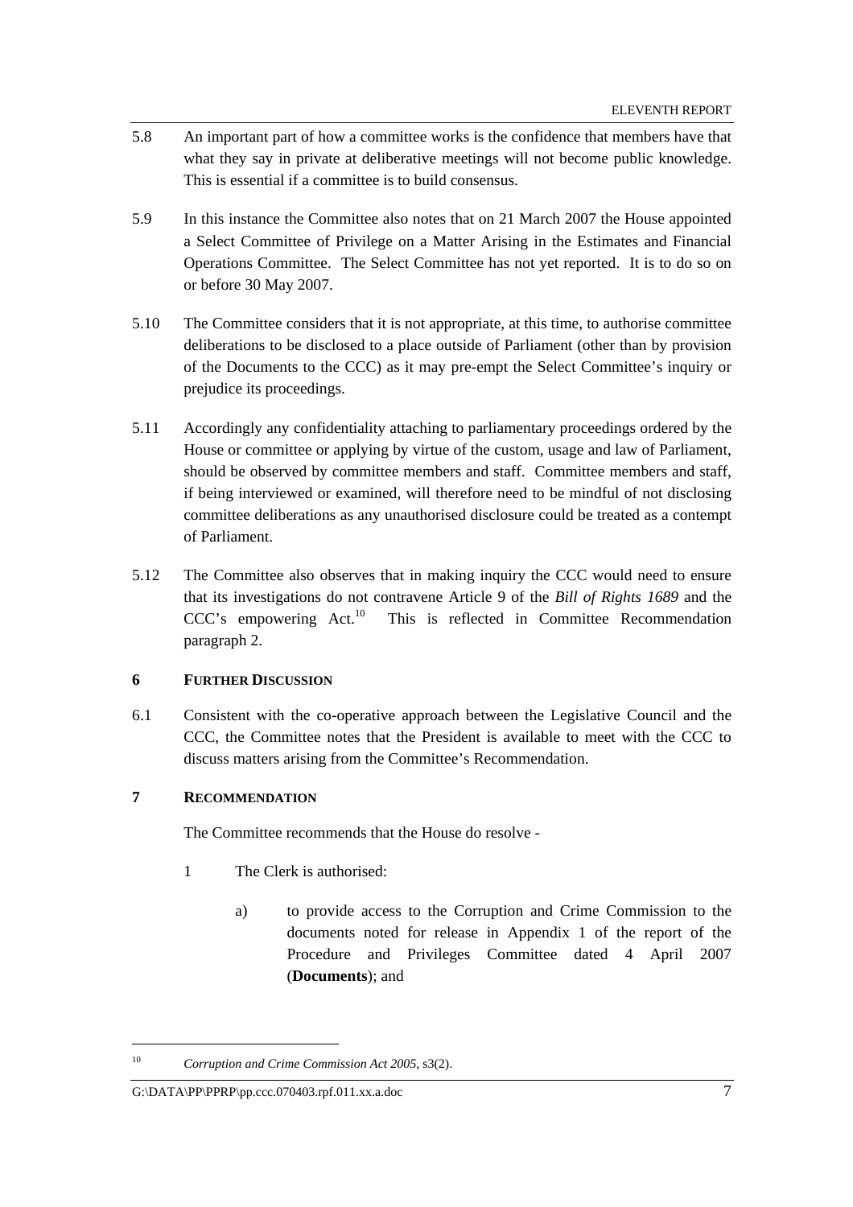5.8 An important part of how a committee works is the confidence that members have that what they say in private at deliberative meetings will not become public knowledge. This is essential if a committee is to build consensus.

5.9 In this instance the Committee also notes that on 21 March 2007 the House appointed a Select Committee of Privilege on a Matter Arising in the Estimates and Financial Operations Committee. The Select Committee has not yet reported. It is to do so on or before 30 May 2007.

5.10 The Committee considers that it is not appropriate, at this time, to authorise committee deliberations to be disclosed to a place outside of Parliament (other than by provision of the Documents to the CCC) as it may pre-empt the Select Committee's inquiry or prejudice its proceedings.

5.11 Accordingly any confidentiality attaching to parliamentary proceedings ordered by the House or committee or applying by virtue of the custom, usage and law of Parliament, should be observed by committee members and staff. Committee members and staff, if being interviewed or examined, will therefore need to be mindful of not disclosing committee deliberations as any unauthorised disclosure could be treated as a contempt of Parliament.

5.12 The Committee also observes that in making inquiry the CCC would need to ensure that its investigations do not contravene Article 9 of the *Bill of Rights 1689* and the CCC's empowering Act.[10] This is reflected in Committee Recommendation paragraph 2.

## 6 FURTHER DISCUSSION

6.1 Consistent with the co-operative approach between the Legislative Council and the CCC, the Committee notes that the President is available to meet with the CCC to discuss matters arising from the Committee's Recommendation.

## 7 RECOMMENDATION

The Committee recommends that the House do resolve -

1 The Clerk is authorised:

a) to provide access to the Corruption and Crime Commission to the documents noted for release in Appendix 1 of the report of the Procedure and Privileges Committee dated 4 April 2007 (**Documents**); and

---

[10] *Corruption and Crime Commission Act 2005*, s3(2).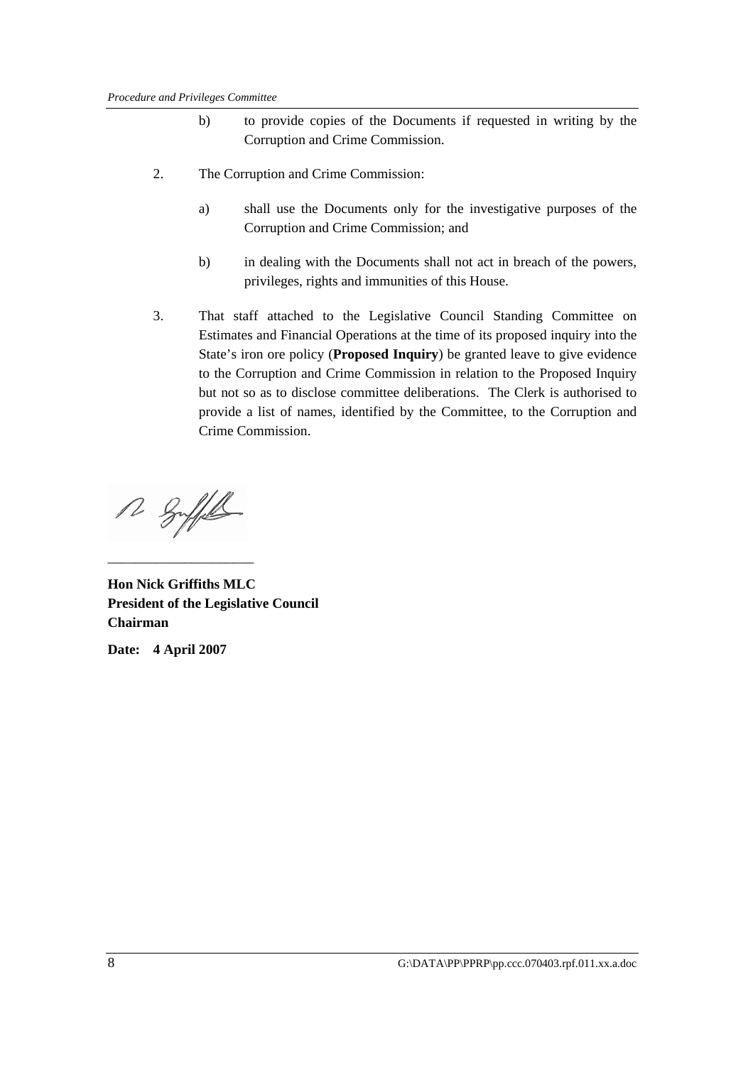b) to provide copies of the Documents if requested in writing by the Corruption and Crime Commission.

2. The Corruption and Crime Commission:

   a) shall use the Documents only for the investigative purposes of the Corruption and Crime Commission; and

   b) in dealing with the Documents shall not act in breach of the powers, privileges, rights and immunities of this House.

3. That staff attached to the Legislative Council Standing Committee on Estimates and Financial Operations at the time of its proposed inquiry into the State's iron ore policy (**Proposed Inquiry**) be granted leave to give evidence to the Corruption and Crime Commission in relation to the Proposed Inquiry but not so as to disclose committee deliberations. The Clerk is authorised to provide a list of names, identified by the Committee, to the Corruption and Crime Commission.

\_\_\_\_\_\_\_\_\_\_\_\_\_\_\_\_\_\_\_\_\_\_

**Hon Nick Griffiths MLC**
**President of the Legislative Council**
**Chairman**

**Date: 4 April 2007**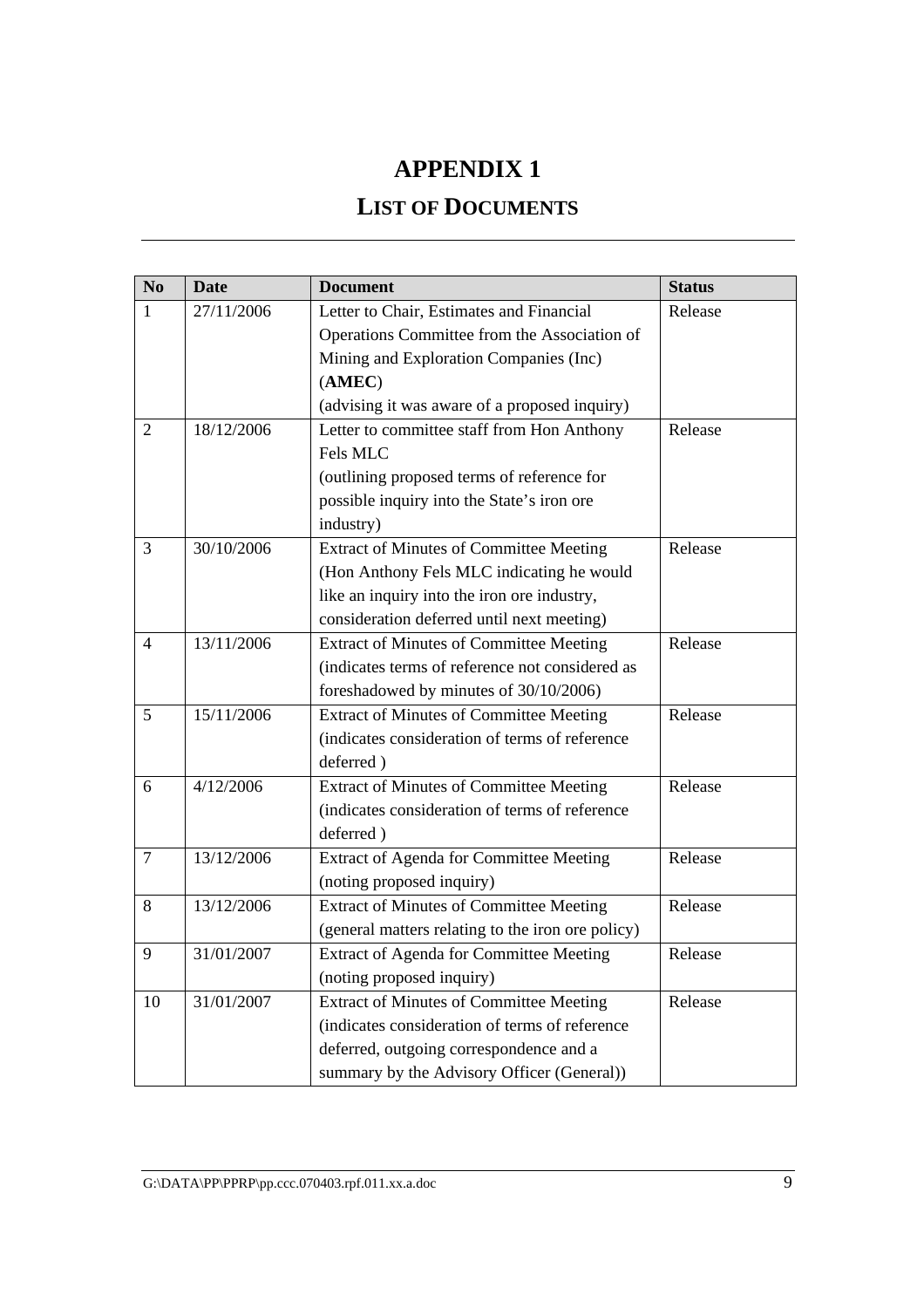# APPENDIX 1

## LIST OF DOCUMENTS

| No | Date | Document | Status |
|---|---|---|---|
| 1 | 27/11/2006 | Letter to Chair, Estimates and Financial Operations Committee from the Association of Mining and Exploration Companies (Inc) (**AMEC**) (advising it was aware of a proposed inquiry) | Release |
| 2 | 18/12/2006 | Letter to committee staff from Hon Anthony Fels MLC (outlining proposed terms of reference for possible inquiry into the State's iron ore industry) | Release |
| 3 | 30/10/2006 | Extract of Minutes of Committee Meeting (Hon Anthony Fels MLC indicating he would like an inquiry into the iron ore industry, consideration deferred until next meeting) | Release |
| 4 | 13/11/2006 | Extract of Minutes of Committee Meeting (indicates terms of reference not considered as foreshadowed by minutes of 30/10/2006) | Release |
| 5 | 15/11/2006 | Extract of Minutes of Committee Meeting (indicates consideration of terms of reference deferred ) | Release |
| 6 | 4/12/2006 | Extract of Minutes of Committee Meeting (indicates consideration of terms of reference deferred ) | Release |
| 7 | 13/12/2006 | Extract of Agenda for Committee Meeting (noting proposed inquiry) | Release |
| 8 | 13/12/2006 | Extract of Minutes of Committee Meeting (general matters relating to the iron ore policy) | Release |
| 9 | 31/01/2007 | Extract of Agenda for Committee Meeting (noting proposed inquiry) | Release |
| 10 | 31/01/2007 | Extract of Minutes of Committee Meeting (indicates consideration of terms of reference deferred, outgoing correspondence and a summary by the Advisory Officer (General)) | Release |

G:\DATA\PP\PPRP\pp.ccc.070403.rpf.011.xx.a.doc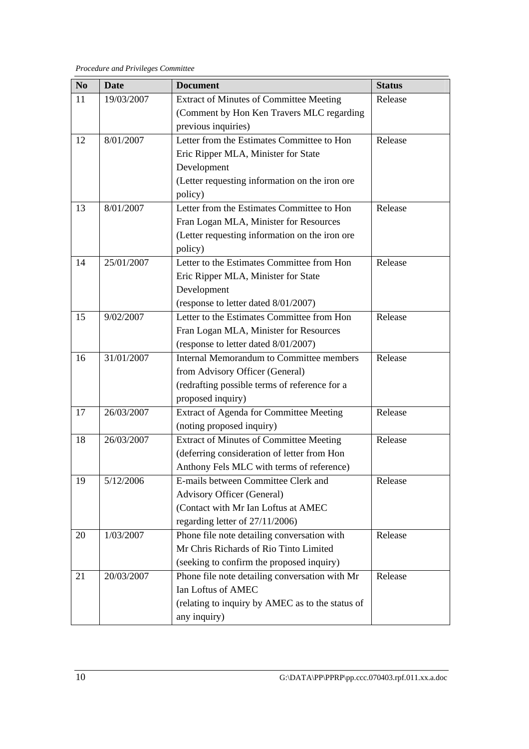| No | Date | Document | Status |
|---|---|---|---|
| 11 | 19/03/2007 | Extract of Minutes of Committee Meeting (Comment by Hon Ken Travers MLC regarding previous inquiries) | Release |
| 12 | 8/01/2007 | Letter from the Estimates Committee to Hon Eric Ripper MLA, Minister for State Development (Letter requesting information on the iron ore policy) | Release |
| 13 | 8/01/2007 | Letter from the Estimates Committee to Hon Fran Logan MLA, Minister for Resources (Letter requesting information on the iron ore policy) | Release |
| 14 | 25/01/2007 | Letter to the Estimates Committee from Hon Eric Ripper MLA, Minister for State Development (response to letter dated 8/01/2007) | Release |
| 15 | 9/02/2007 | Letter to the Estimates Committee from Hon Fran Logan MLA, Minister for Resources (response to letter dated 8/01/2007) | Release |
| 16 | 31/01/2007 | Internal Memorandum to Committee members from Advisory Officer (General) (redrafting possible terms of reference for a proposed inquiry) | Release |
| 17 | 26/03/2007 | Extract of Agenda for Committee Meeting (noting proposed inquiry) | Release |
| 18 | 26/03/2007 | Extract of Minutes of Committee Meeting (deferring consideration of letter from Hon Anthony Fels MLC with terms of reference) | Release |
| 19 | 5/12/2006 | E-mails between Committee Clerk and Advisory Officer (General) (Contact with Mr Ian Loftus at AMEC regarding letter of 27/11/2006) | Release |
| 20 | 1/03/2007 | Phone file note detailing conversation with Mr Chris Richards of Rio Tinto Limited (seeking to confirm the proposed inquiry) | Release |
| 21 | 20/03/2007 | Phone file note detailing conversation with Mr Ian Loftus of AMEC (relating to inquiry by AMEC as to the status of any inquiry) | Release |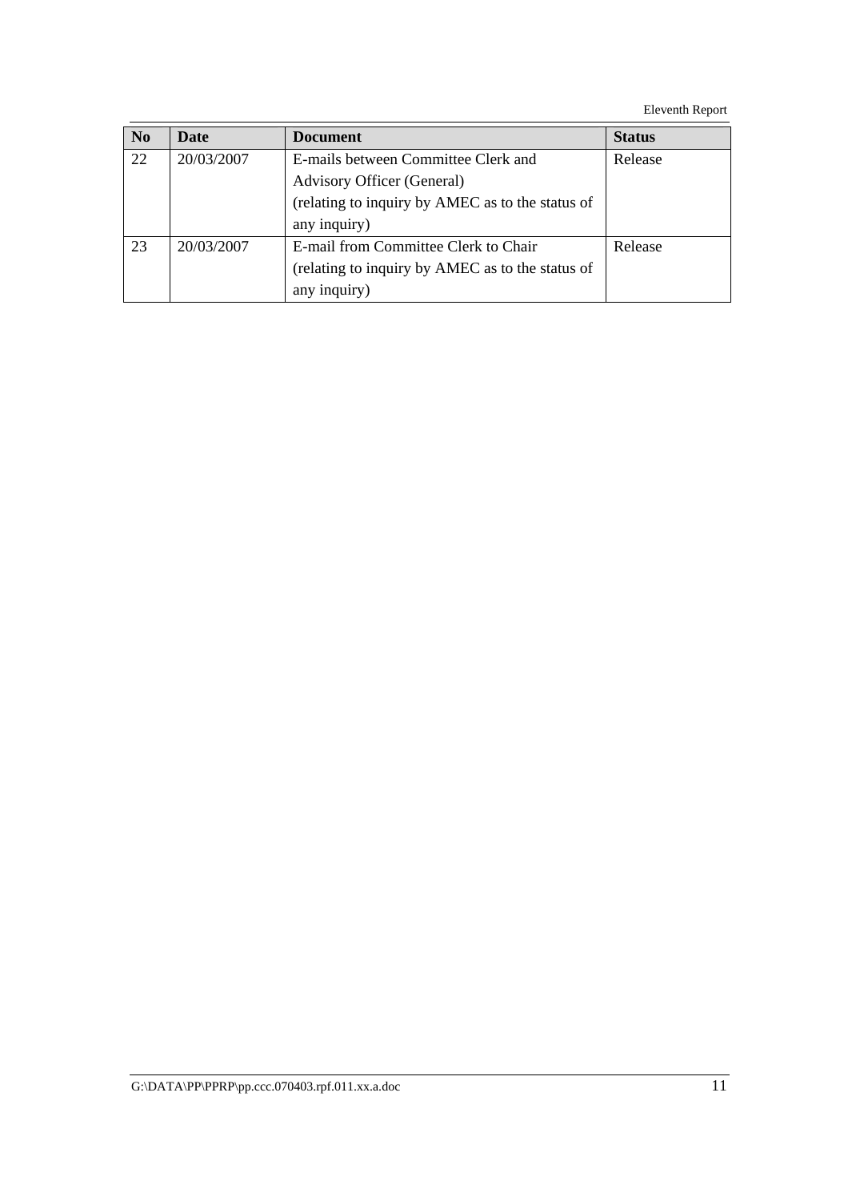| No | Date | Document | Status |
|---|---|---|---|
| 22 | 20/03/2007 | E-mails between Committee Clerk and Advisory Officer (General) (relating to inquiry by AMEC as to the status of any inquiry) | Release |
| 23 | 20/03/2007 | E-mail from Committee Clerk to Chair (relating to inquiry by AMEC as to the status of any inquiry) | Release |